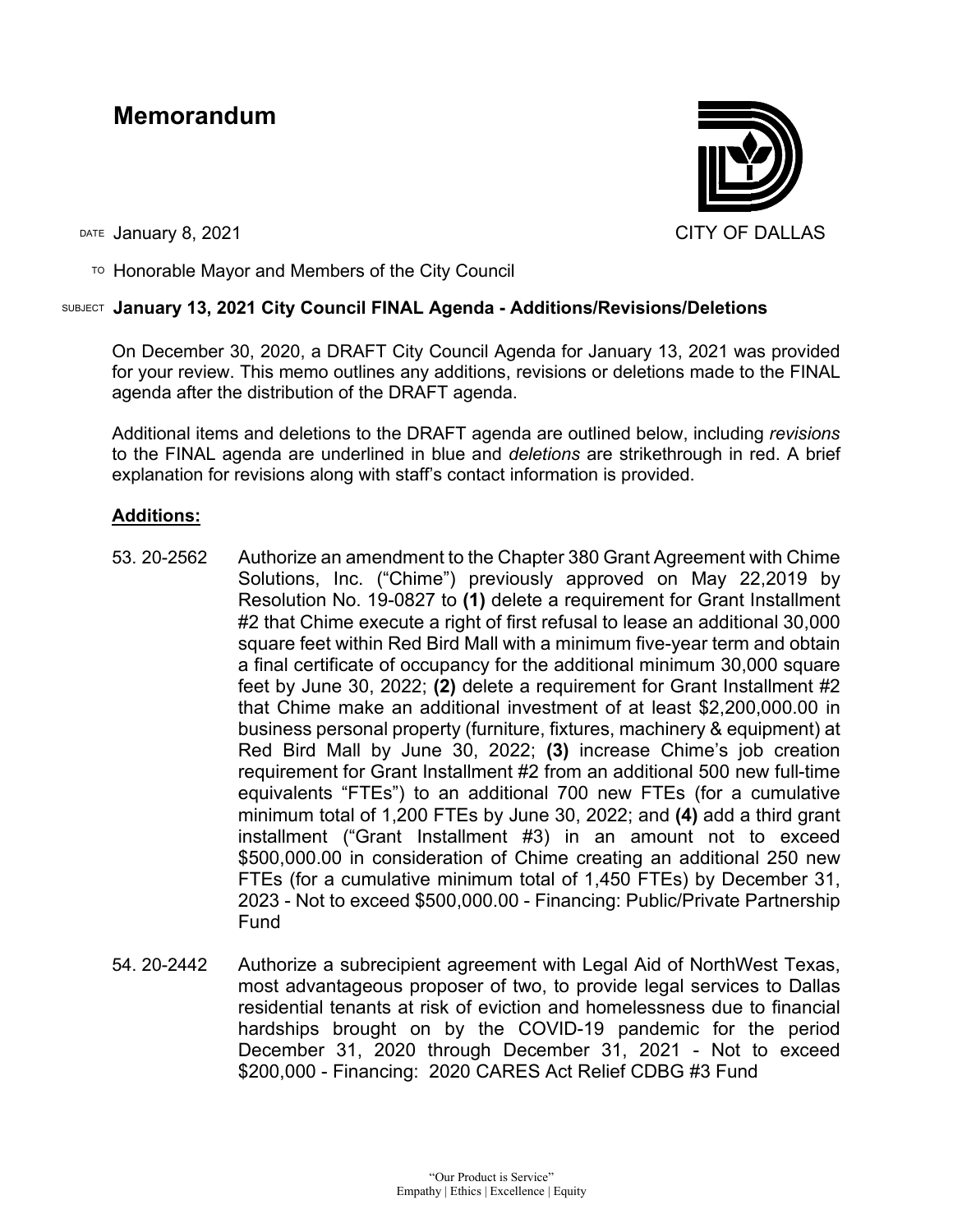# Memorandum

CITY OF DALLAS

DATE January 8, 2021

TO Honorable Mayor and Members of the City Council

SUBJECT **January 13, 2021 City Council FINAL Agenda - Additions/Revisions/Deletions**

On December 30, 2020, a DRAFT City Council Agenda for January 13, 2021 was provided for your review. This memo outlines any additions, revisions or deletions made to the FINAL agenda after the distribution of the DRAFT agenda.

Additional items and deletions to the DRAFT agenda are outlined below, including *revisions* to the FINAL agenda are underlined in blue and *deletions* are strikethrough in red. A brief explanation for revisions along with staff's contact information is provided.

## Additions:

53. 20-2562 Authorize an amendment to the Chapter 380 Grant Agreement with Chime Solutions, Inc. ("Chime") previously approved on May 22,2019 by Resolution No. 19-0827 to **(1)** delete a requirement for Grant Installment #2 that Chime execute a right of first refusal to lease an additional 30,000 square feet within Red Bird Mall with a minimum five-year term and obtain a final certificate of occupancy for the additional minimum 30,000 square feet by June 30, 2022; **(2)** delete a requirement for Grant Installment #2 that Chime make an additional investment of at least $2,200,000.00 in business personal property (furniture, fixtures, machinery & equipment) at Red Bird Mall by June 30, 2022; **(3)** increase Chime's job creation requirement for Grant Installment #2 from an additional 500 new full-time equivalents "FTEs") to an additional 700 new FTEs (for a cumulative minimum total of 1,200 FTEs by June 30, 2022; and **(4)** add a third grant installment ("Grant Installment #3) in an amount not to exceed $500,000.00 in consideration of Chime creating an additional 250 new FTEs (for a cumulative minimum total of 1,450 FTEs) by December 31, 2023 - Not to exceed $500,000.00 - Financing: Public/Private Partnership Fund

54. 20-2442 Authorize a subrecipient agreement with Legal Aid of NorthWest Texas, most advantageous proposer of two, to provide legal services to Dallas residential tenants at risk of eviction and homelessness due to financial hardships brought on by the COVID-19 pandemic for the period December 31, 2020 through December 31, 2021 - Not to exceed $200,000 - Financing: 2020 CARES Act Relief CDBG #3 Fund

"Our Product is Service"
Empathy | Ethics | Excellence | Equity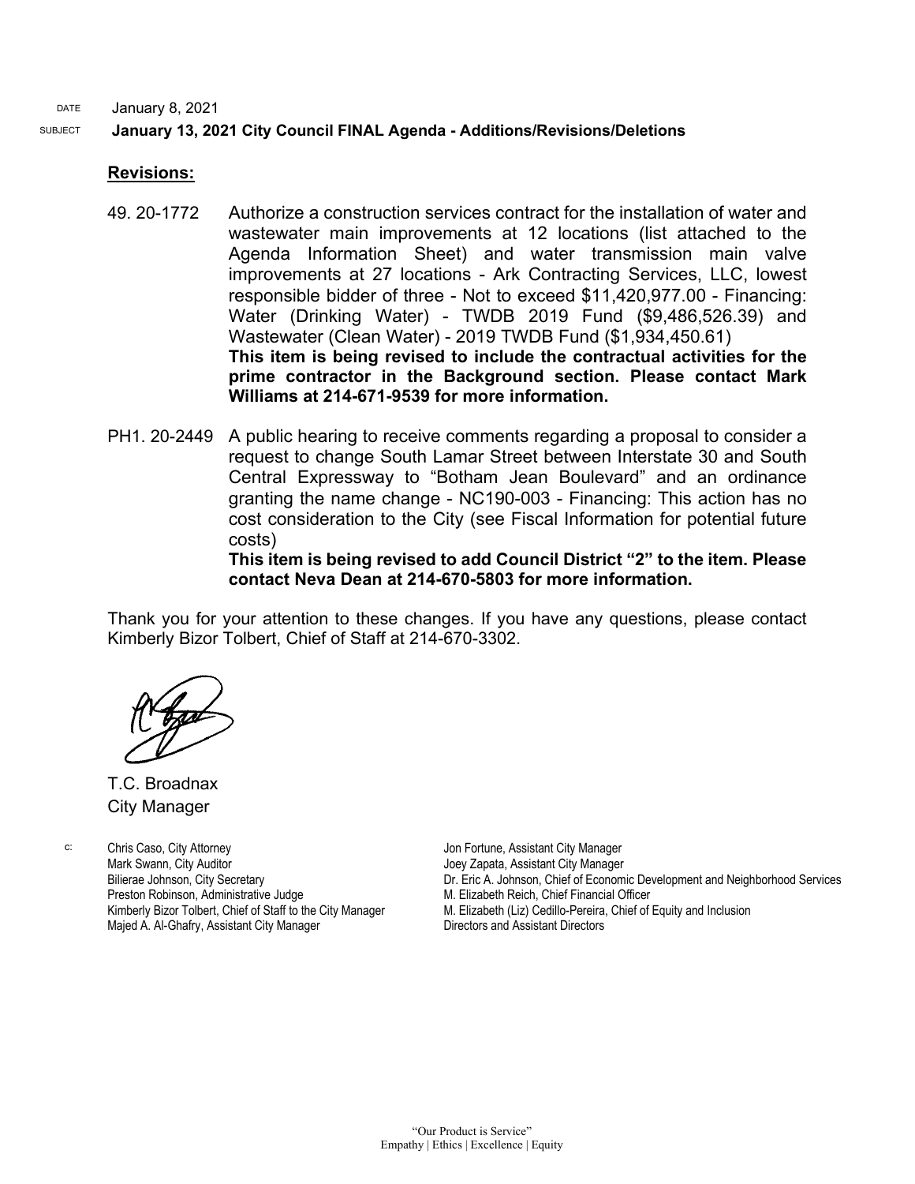DATE January 8, 2021

SUBJECT **January 13, 2021 City Council FINAL Agenda - Additions/Revisions/Deletions**

**Revisions:**

49. 20-1772 Authorize a construction services contract for the installation of water and wastewater main improvements at 12 locations (list attached to the Agenda Information Sheet) and water transmission main valve improvements at 27 locations - Ark Contracting Services, LLC, lowest responsible bidder of three - Not to exceed $11,420,977.00 - Financing: Water (Drinking Water) - TWDB 2019 Fund ($9,486,526.39) and Wastewater (Clean Water) - 2019 TWDB Fund ($1,934,450.61)
**This item is being revised to include the contractual activities for the prime contractor in the Background section. Please contact Mark Williams at 214-671-9539 for more information.**

PH1. 20-2449 A public hearing to receive comments regarding a proposal to consider a request to change South Lamar Street between Interstate 30 and South Central Expressway to "Botham Jean Boulevard" and an ordinance granting the name change - NC190-003 - Financing: This action has no cost consideration to the City (see Fiscal Information for potential future costs)
**This item is being revised to add Council District "2" to the item. Please contact Neva Dean at 214-670-5803 for more information.**

Thank you for your attention to these changes. If you have any questions, please contact Kimberly Bizor Tolbert, Chief of Staff at 214-670-3302.

T.C. Broadnax
City Manager

c: Chris Caso, City Attorney
Mark Swann, City Auditor
Bilierae Johnson, City Secretary
Preston Robinson, Administrative Judge
Kimberly Bizor Tolbert, Chief of Staff to the City Manager
Majed A. Al-Ghafry, Assistant City Manager
Jon Fortune, Assistant City Manager
Joey Zapata, Assistant City Manager
Dr. Eric A. Johnson, Chief of Economic Development and Neighborhood Services
M. Elizabeth Reich, Chief Financial Officer
M. Elizabeth (Liz) Cedillo-Pereira, Chief of Equity and Inclusion
Directors and Assistant Directors

"Our Product is Service"
Empathy | Ethics | Excellence | Equity